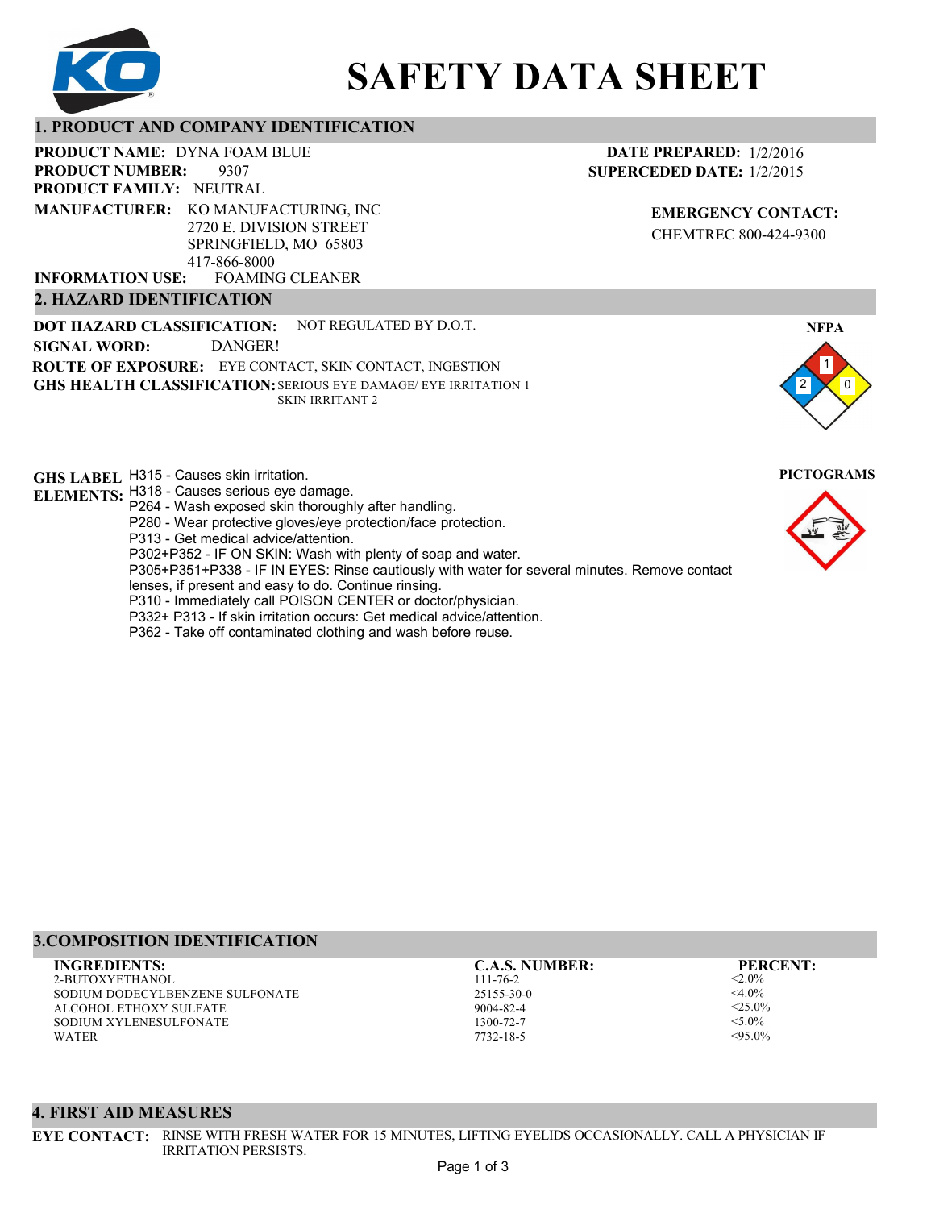# SAFETY DATA SHEET

## 1. PRODUCT AND COMPANY IDENTIFICATION

**PRODUCT NAME:** DYNA FOAM BLUE
**PRODUCT NUMBER:** 9307
**PRODUCT FAMILY:** NEUTRAL
**MANUFACTURER:** KO MANUFACTURING, INC
2720 E. DIVISION STREET
SPRINGFIELD, MO 65803
417-866-8000
**INFORMATION USE:** FOAMING CLEANER

**DATE PREPARED:** 1/2/2016
**SUPERCEDED DATE:** 1/2/2015

**EMERGENCY CONTACT:**
CHEMTREC 800-424-9300

## 2. HAZARD IDENTIFICATION

**DOT HAZARD CLASSIFICATION:** NOT REGULATED BY D.O.T.
**SIGNAL WORD:** DANGER!
**ROUTE OF EXPOSURE:** EYE CONTACT, SKIN CONTACT, INGESTION
**GHS HEALTH CLASSIFICATION:** SERIOUS EYE DAMAGE/ EYE IRRITATION 1
SKIN IRRITANT 2

**NFPA**
Health: 2, Flammability: 1, Instability: 0

**GHS LABEL ELEMENTS:**
H315 - Causes skin irritation.
H318 - Causes serious eye damage.
P264 - Wash exposed skin thoroughly after handling.
P280 - Wear protective gloves/eye protection/face protection.
P313 - Get medical advice/attention.
P302+P352 - IF ON SKIN: Wash with plenty of soap and water.
P305+P351+P338 - IF IN EYES: Rinse cautiously with water for several minutes. Remove contact lenses, if present and easy to do. Continue rinsing.
P310 - Immediately call POISON CENTER or doctor/physician.
P332+ P313 - If skin irritation occurs: Get medical advice/attention.
P362 - Take off contaminated clothing and wash before reuse.

**PICTOGRAMS**

## 3.COMPOSITION IDENTIFICATION

| INGREDIENTS: | C.A.S. NUMBER: | PERCENT: |
|---|---|---|
| 2-BUTOXYETHANOL | 111-76-2 | <2.0% |
| SODIUM DODECYLBENZENE SULFONATE | 25155-30-0 | <4.0% |
| ALCOHOL ETHOXY SULFATE | 9004-82-4 | <25.0% |
| SODIUM XYLENESULFONATE | 1300-72-7 | <5.0% |
| WATER | 7732-18-5 | <95.0% |

## 4. FIRST AID MEASURES

**EYE CONTACT:** RINSE WITH FRESH WATER FOR 15 MINUTES, LIFTING EYELIDS OCCASIONALLY. CALL A PHYSICIAN IF IRRITATION PERSISTS.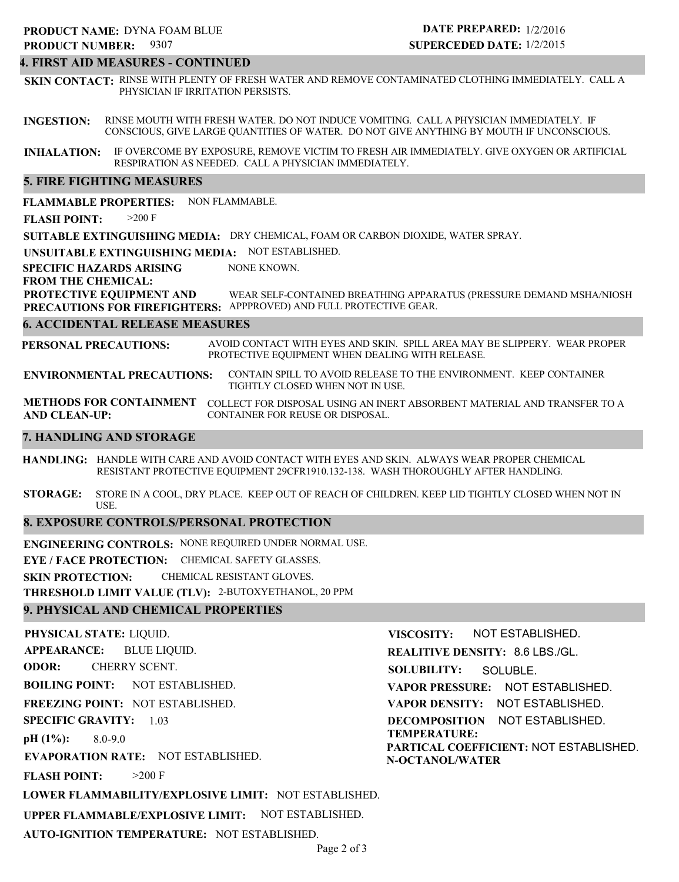**PRODUCT NAME:** DYNA FOAM BLUE
**PRODUCT NUMBER:** 9307

**DATE PREPARED:** 1/2/2016
**SUPERCEDED DATE:** 1/2/2015

## 4. FIRST AID MEASURES - CONTINUED

**SKIN CONTACT:** RINSE WITH PLENTY OF FRESH WATER AND REMOVE CONTAMINATED CLOTHING IMMEDIATELY. CALL A PHYSICIAN IF IRRITATION PERSISTS.

**INGESTION:** RINSE MOUTH WITH FRESH WATER. DO NOT INDUCE VOMITING. CALL A PHYSICIAN IMMEDIATELY. IF CONSCIOUS, GIVE LARGE QUANTITIES OF WATER. DO NOT GIVE ANYTHING BY MOUTH IF UNCONSCIOUS.

**INHALATION:** IF OVERCOME BY EXPOSURE, REMOVE VICTIM TO FRESH AIR IMMEDIATELY. GIVE OXYGEN OR ARTIFICIAL RESPIRATION AS NEEDED. CALL A PHYSICIAN IMMEDIATELY.

## 5. FIRE FIGHTING MEASURES

**FLAMMABLE PROPERTIES:** NON FLAMMABLE.

**FLASH POINT:** >200 F

**SUITABLE EXTINGUISHING MEDIA:** DRY CHEMICAL, FOAM OR CARBON DIOXIDE, WATER SPRAY.

**UNSUITABLE EXTINGUISHING MEDIA:** NOT ESTABLISHED.

**SPECIFIC HAZARDS ARISING FROM THE CHEMICAL:** NONE KNOWN.

**PROTECTIVE EQUIPMENT AND PRECAUTIONS FOR FIREFIGHTERS:** WEAR SELF-CONTAINED BREATHING APPARATUS (PRESSURE DEMAND MSHA/NIOSH APPPROVED) AND FULL PROTECTIVE GEAR.

## 6. ACCIDENTAL RELEASE MEASURES

**PERSONAL PRECAUTIONS:** AVOID CONTACT WITH EYES AND SKIN. SPILL AREA MAY BE SLIPPERY. WEAR PROPER PROTECTIVE EQUIPMENT WHEN DEALING WITH RELEASE.

**ENVIRONMENTAL PRECAUTIONS:** CONTAIN SPILL TO AVOID RELEASE TO THE ENVIRONMENT. KEEP CONTAINER TIGHTLY CLOSED WHEN NOT IN USE.

**METHODS FOR CONTAINMENT AND CLEAN-UP:** COLLECT FOR DISPOSAL USING AN INERT ABSORBENT MATERIAL AND TRANSFER TO A CONTAINER FOR REUSE OR DISPOSAL.

## 7. HANDLING AND STORAGE

**HANDLING:** HANDLE WITH CARE AND AVOID CONTACT WITH EYES AND SKIN. ALWAYS WEAR PROPER CHEMICAL RESISTANT PROTECTIVE EQUIPMENT 29CFR1910.132-138. WASH THOROUGHLY AFTER HANDLING.

**STORAGE:** STORE IN A COOL, DRY PLACE. KEEP OUT OF REACH OF CHILDREN. KEEP LID TIGHTLY CLOSED WHEN NOT IN USE.

## 8. EXPOSURE CONTROLS/PERSONAL PROTECTION

**ENGINEERING CONTROLS:** NONE REQUIRED UNDER NORMAL USE.

**EYE / FACE PROTECTION:** CHEMICAL SAFETY GLASSES.

**SKIN PROTECTION:** CHEMICAL RESISTANT GLOVES.

**THRESHOLD LIMIT VALUE (TLV):** 2-BUTOXYETHANOL, 20 PPM

## 9. PHYSICAL AND CHEMICAL PROPERTIES

**PHYSICAL STATE:** LIQUID.

**APPEARANCE:** BLUE LIQUID.

**ODOR:** CHERRY SCENT.

**BOILING POINT:** NOT ESTABLISHED.

**FREEZING POINT:** NOT ESTABLISHED.

**SPECIFIC GRAVITY:** 1.03

**pH (1%):** 8.0-9.0

**EVAPORATION RATE:** NOT ESTABLISHED.

**FLASH POINT:** >200 F

**LOWER FLAMMABILITY/EXPLOSIVE LIMIT:** NOT ESTABLISHED.

**UPPER FLAMMABLE/EXPLOSIVE LIMIT:** NOT ESTABLISHED.

**AUTO-IGNITION TEMPERATURE:** NOT ESTABLISHED.

**VISCOSITY:** NOT ESTABLISHED.

**REALITIVE DENSITY:** 8.6 LBS./GL.

**SOLUBILITY:** SOLUBLE.

**VAPOR PRESSURE:** NOT ESTABLISHED.

**VAPOR DENSITY:** NOT ESTABLISHED.

**DECOMPOSITION TEMPERATURE:** NOT ESTABLISHED.

**PARTICAL COEFFICIENT: N-OCTANOL/WATER** NOT ESTABLISHED.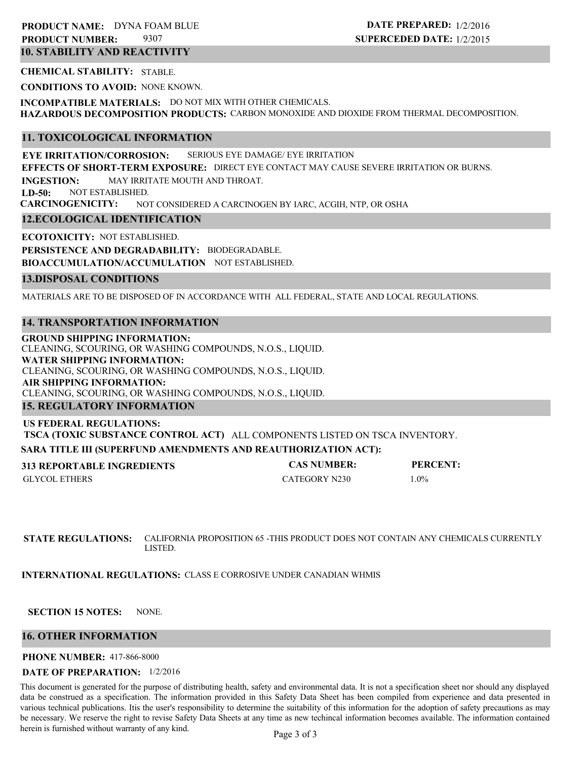**PRODUCT NAME:** DYNA FOAM BLUE
**PRODUCT NUMBER:** 9307

**DATE PREPARED:** 1/2/2016
**SUPERCEDED DATE:** 1/2/2015

## 10. STABILITY AND REACTIVITY

**CHEMICAL STABILITY:** STABLE.

**CONDITIONS TO AVOID:** NONE KNOWN.

**INCOMPATIBLE MATERIALS:** DO NOT MIX WITH OTHER CHEMICALS.

**HAZARDOUS DECOMPOSITION PRODUCTS:** CARBON MONOXIDE AND DIOXIDE FROM THERMAL DECOMPOSITION.

## 11. TOXICOLOGICAL INFORMATION

**EYE IRRITATION/CORROSION:** SERIOUS EYE DAMAGE/ EYE IRRITATION

**EFFECTS OF SHORT-TERM EXPOSURE:** DIRECT EYE CONTACT MAY CAUSE SEVERE IRRITATION OR BURNS.

**INGESTION:** MAY IRRITATE MOUTH AND THROAT.

**LD-50:** NOT ESTABLISHED.

**CARCINOGENICITY:** NOT CONSIDERED A CARCINOGEN BY IARC, ACGIH, NTP, OR OSHA

## 12.ECOLOGICAL IDENTIFICATION

**ECOTOXICITY:** NOT ESTABLISHED.

**PERSISTENCE AND DEGRADABILITY:** BIODEGRADABLE.

**BIOACCUMULATION/ACCUMULATION** NOT ESTABLISHED.

## 13.DISPOSAL CONDITIONS

MATERIALS ARE TO BE DISPOSED OF IN ACCORDANCE WITH ALL FEDERAL, STATE AND LOCAL REGULATIONS.

## 14. TRANSPORTATION INFORMATION

**GROUND SHIPPING INFORMATION:**
CLEANING, SCOURING, OR WASHING COMPOUNDS, N.O.S., LIQUID.

**WATER SHIPPING INFORMATION:**
CLEANING, SCOURING, OR WASHING COMPOUNDS, N.O.S., LIQUID.

**AIR SHIPPING INFORMATION:**
CLEANING, SCOURING, OR WASHING COMPOUNDS, N.O.S., LIQUID.

## 15. REGULATORY INFORMATION

**US FEDERAL REGULATIONS:**

**TSCA (TOXIC SUBSTANCE CONTROL ACT)** ALL COMPONENTS LISTED ON TSCA INVENTORY.

**SARA TITLE III (SUPERFUND AMENDMENTS AND REAUTHORIZATION ACT):**

| 313 REPORTABLE INGREDIENTS | CAS NUMBER: | PERCENT: |
|---|---|---|
| GLYCOL ETHERS | CATEGORY N230 | 1.0% |

**STATE REGULATIONS:** CALIFORNIA PROPOSITION 65 -THIS PRODUCT DOES NOT CONTAIN ANY CHEMICALS CURRENTLY LISTED.

**INTERNATIONAL REGULATIONS:** CLASS E CORROSIVE UNDER CANADIAN WHMIS

**SECTION 15 NOTES:** NONE.

## 16. OTHER INFORMATION

**PHONE NUMBER:** 417-866-8000

**DATE OF PREPARATION:** 1/2/2016

This document is generated for the purpose of distributing health, safety and environmental data. It is not a specification sheet nor should any displayed data be construed as a specification. The information provided in this Safety Data Sheet has been compiled from experience and data presented in various technical publications. Itis the user's responsibility to determine the suitability of this information for the adoption of safety precautions as may be necessary. We reserve the right to revise Safety Data Sheets at any time as new techincal information becomes available. The information contained herein is furnished without warranty of any kind.